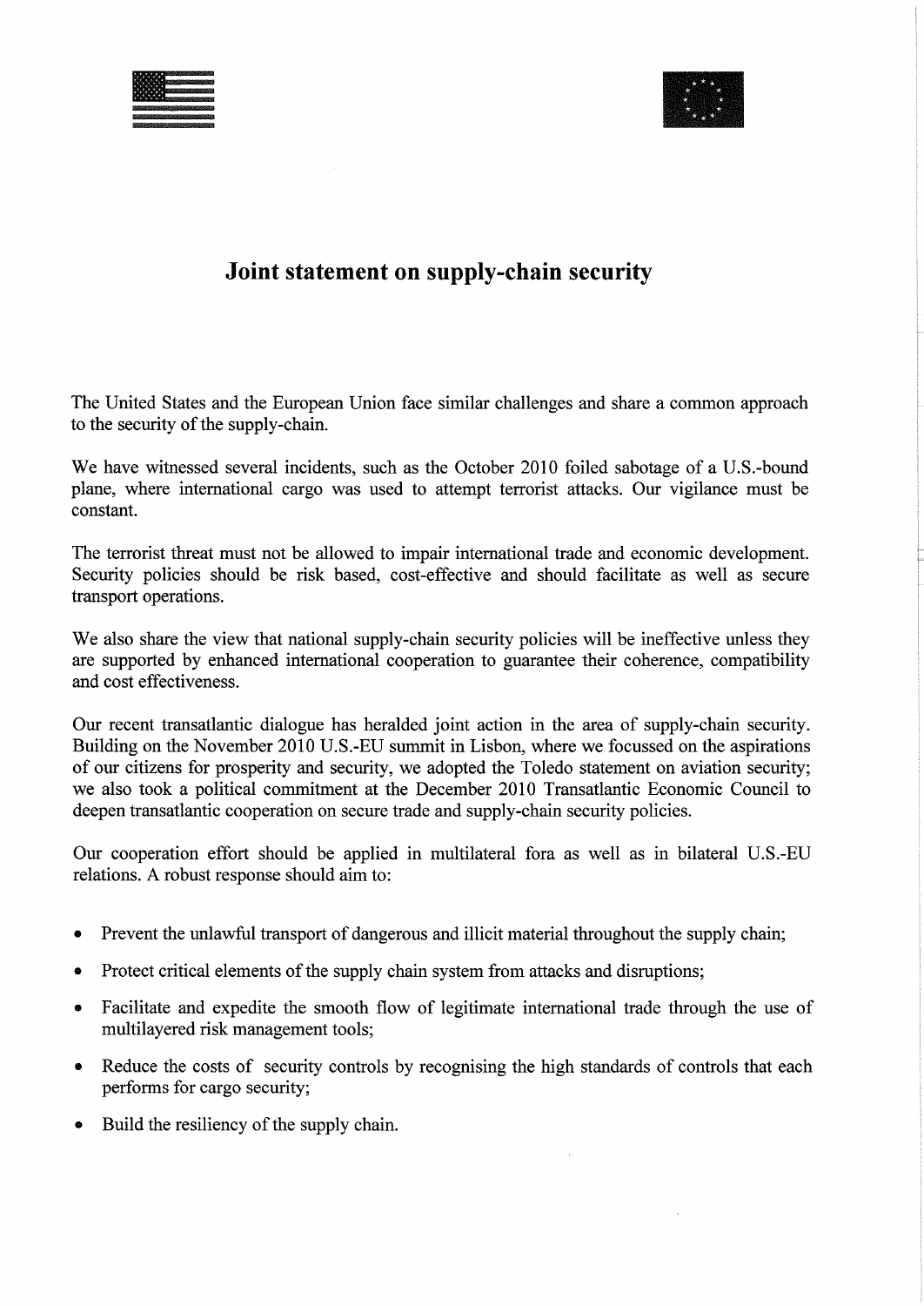# Joint statement on supply-chain security

The United States and the European Union face similar challenges and share a common approach to the security of the supply-chain.

We have witnessed several incidents, such as the October 2010 foiled sabotage of a U.S.-bound plane, where international cargo was used to attempt terrorist attacks. Our vigilance must be constant.

The terrorist threat must not be allowed to impair international trade and economic development. Security policies should be risk based, cost-effective and should facilitate as well as secure transport operations.

We also share the view that national supply-chain security policies will be ineffective unless they are supported by enhanced international cooperation to guarantee their coherence, compatibility and cost effectiveness.

Our recent transatlantic dialogue has heralded joint action in the area of supply-chain security. Building on the November 2010 U.S.-EU summit in Lisbon, where we focussed on the aspirations of our citizens for prosperity and security, we adopted the Toledo statement on aviation security; we also took a political commitment at the December 2010 Transatlantic Economic Council to deepen transatlantic cooperation on secure trade and supply-chain security policies.

Our cooperation effort should be applied in multilateral fora as well as in bilateral U.S.-EU relations. A robust response should aim to:

- Prevent the unlawful transport of dangerous and illicit material throughout the supply chain;
- Protect critical elements of the supply chain system from attacks and disruptions;
- Facilitate and expedite the smooth flow of legitimate international trade through the use of multilayered risk management tools;
- Reduce the costs of security controls by recognising the high standards of controls that each performs for cargo security;
- Build the resiliency of the supply chain.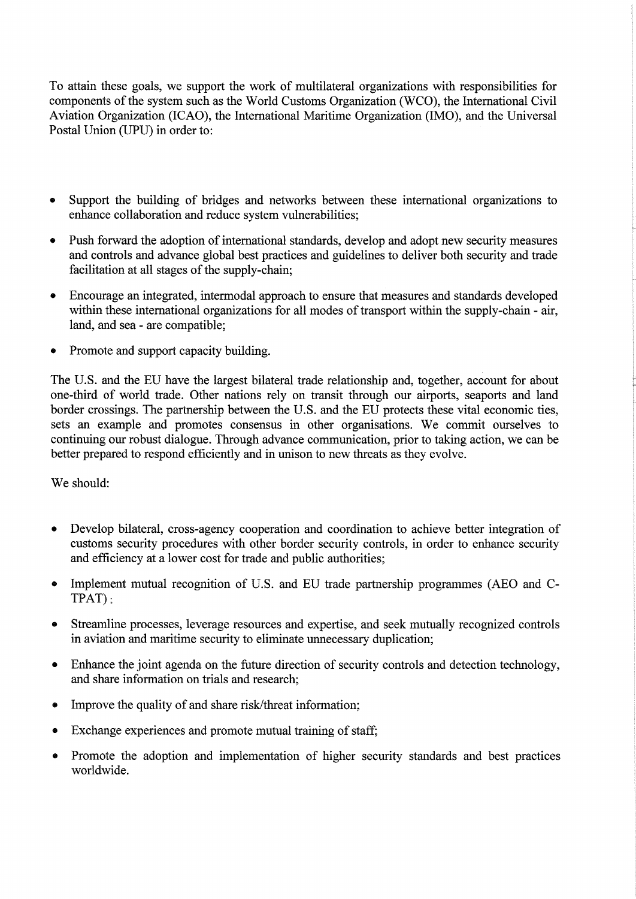To attain these goals, we support the work of multilateral organizations with responsibilities for components of the system such as the World Customs Organization (WCO), the International Civil Aviation Organization (ICAO), the International Maritime Organization (IMO), and the Universal Postal Union (UPU) in order to:

- Support the building of bridges and networks between these international organizations to enhance collaboration and reduce system vulnerabilities;
- Push forward the adoption of international standards, develop and adopt new security measures and controls and advance global best practices and guidelines to deliver both security and trade facilitation at all stages of the supply-chain;
- Encourage an integrated, intermodal approach to ensure that measures and standards developed within these international organizations for all modes of transport within the supply-chain - air, land, and sea - are compatible;
- Promote and support capacity building.

The U.S. and the EU have the largest bilateral trade relationship and, together, account for about one-third of world trade. Other nations rely on transit through our airports, seaports and land border crossings. The partnership between the U.S. and the EU protects these vital economic ties, sets an example and promotes consensus in other organisations. We commit ourselves to continuing our robust dialogue. Through advance communication, prior to taking action, we can be better prepared to respond efficiently and in unison to new threats as they evolve.

We should:

- Develop bilateral, cross-agency cooperation and coordination to achieve better integration of customs security procedures with other border security controls, in order to enhance security and efficiency at a lower cost for trade and public authorities;
- Implement mutual recognition of U.S. and EU trade partnership programmes (AEO and C-TPAT);
- Streamline processes, leverage resources and expertise, and seek mutually recognized controls in aviation and maritime security to eliminate unnecessary duplication;
- Enhance the joint agenda on the future direction of security controls and detection technology, and share information on trials and research;
- Improve the quality of and share risk/threat information;
- Exchange experiences and promote mutual training of staff;
- Promote the adoption and implementation of higher security standards and best practices worldwide.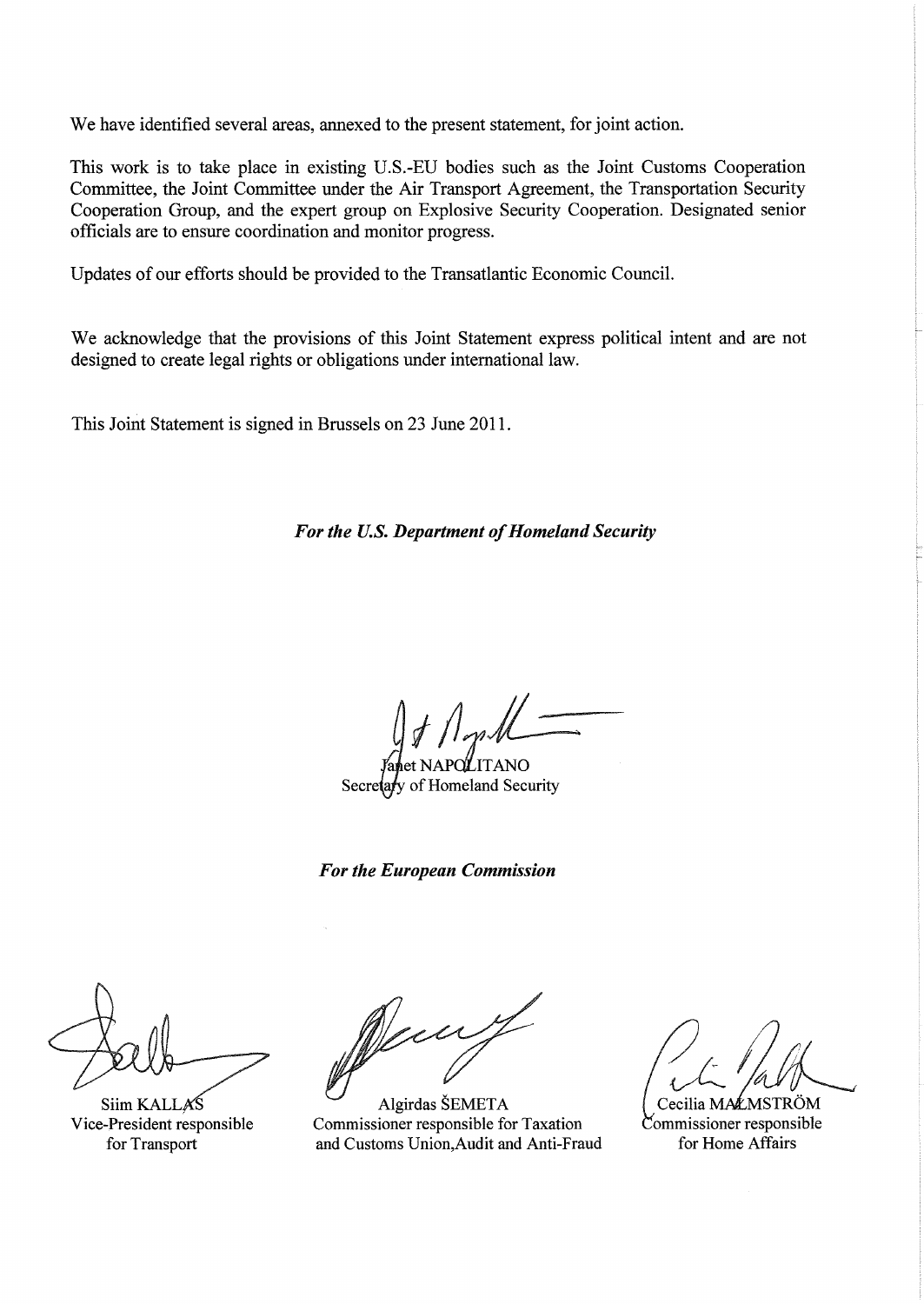We have identified several areas, annexed to the present statement, for joint action.

This work is to take place in existing U.S.-EU bodies such as the Joint Customs Cooperation Committee, the Joint Committee under the Air Transport Agreement, the Transportation Security Cooperation Group, and the expert group on Explosive Security Cooperation. Designated senior officials are to ensure coordination and monitor progress.

Updates of our efforts should be provided to the Transatlantic Economic Council.

We acknowledge that the provisions of this Joint Statement express political intent and are not designed to create legal rights or obligations under international law.

This Joint Statement is signed in Brussels on 23 June 2011.

***For the U.S. Department of Homeland Security***

Janet NAPOLITANO
Secretary of Homeland Security

***For the European Commission***

Siim KALLAS
Vice-President responsible for Transport

Algirdas ŠEMETA
Commissioner responsible for Taxation and Customs Union,Audit and Anti-Fraud

Cecilia MALMSTRÖM
Commissioner responsible for Home Affairs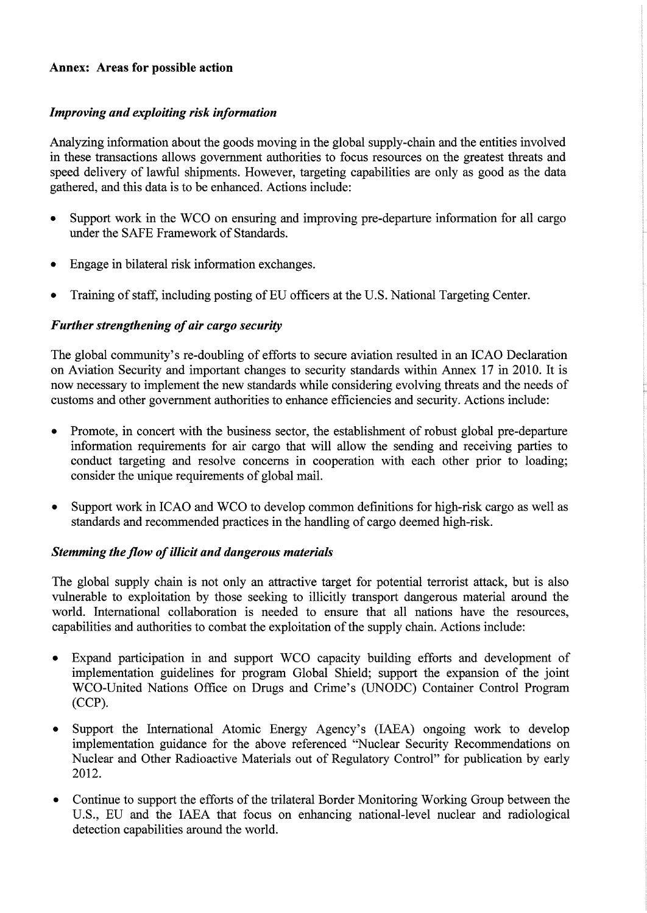**Annex: Areas for possible action**

***Improving and exploiting risk information***

Analyzing information about the goods moving in the global supply-chain and the entities involved in these transactions allows government authorities to focus resources on the greatest threats and speed delivery of lawful shipments. However, targeting capabilities are only as good as the data gathered, and this data is to be enhanced. Actions include:

- Support work in the WCO on ensuring and improving pre-departure information for all cargo under the SAFE Framework of Standards.
- Engage in bilateral risk information exchanges.
- Training of staff, including posting of EU officers at the U.S. National Targeting Center.

***Further strengthening of air cargo security***

The global community's re-doubling of efforts to secure aviation resulted in an ICAO Declaration on Aviation Security and important changes to security standards within Annex 17 in 2010. It is now necessary to implement the new standards while considering evolving threats and the needs of customs and other government authorities to enhance efficiencies and security. Actions include:

- Promote, in concert with the business sector, the establishment of robust global pre-departure information requirements for air cargo that will allow the sending and receiving parties to conduct targeting and resolve concerns in cooperation with each other prior to loading; consider the unique requirements of global mail.
- Support work in ICAO and WCO to develop common definitions for high-risk cargo as well as standards and recommended practices in the handling of cargo deemed high-risk.

***Stemming the flow of illicit and dangerous materials***

The global supply chain is not only an attractive target for potential terrorist attack, but is also vulnerable to exploitation by those seeking to illicitly transport dangerous material around the world. International collaboration is needed to ensure that all nations have the resources, capabilities and authorities to combat the exploitation of the supply chain. Actions include:

- Expand participation in and support WCO capacity building efforts and development of implementation guidelines for program Global Shield; support the expansion of the joint WCO-United Nations Office on Drugs and Crime's (UNODC) Container Control Program (CCP).
- Support the International Atomic Energy Agency's (IAEA) ongoing work to develop implementation guidance for the above referenced "Nuclear Security Recommendations on Nuclear and Other Radioactive Materials out of Regulatory Control" for publication by early 2012.
- Continue to support the efforts of the trilateral Border Monitoring Working Group between the U.S., EU and the IAEA that focus on enhancing national-level nuclear and radiological detection capabilities around the world.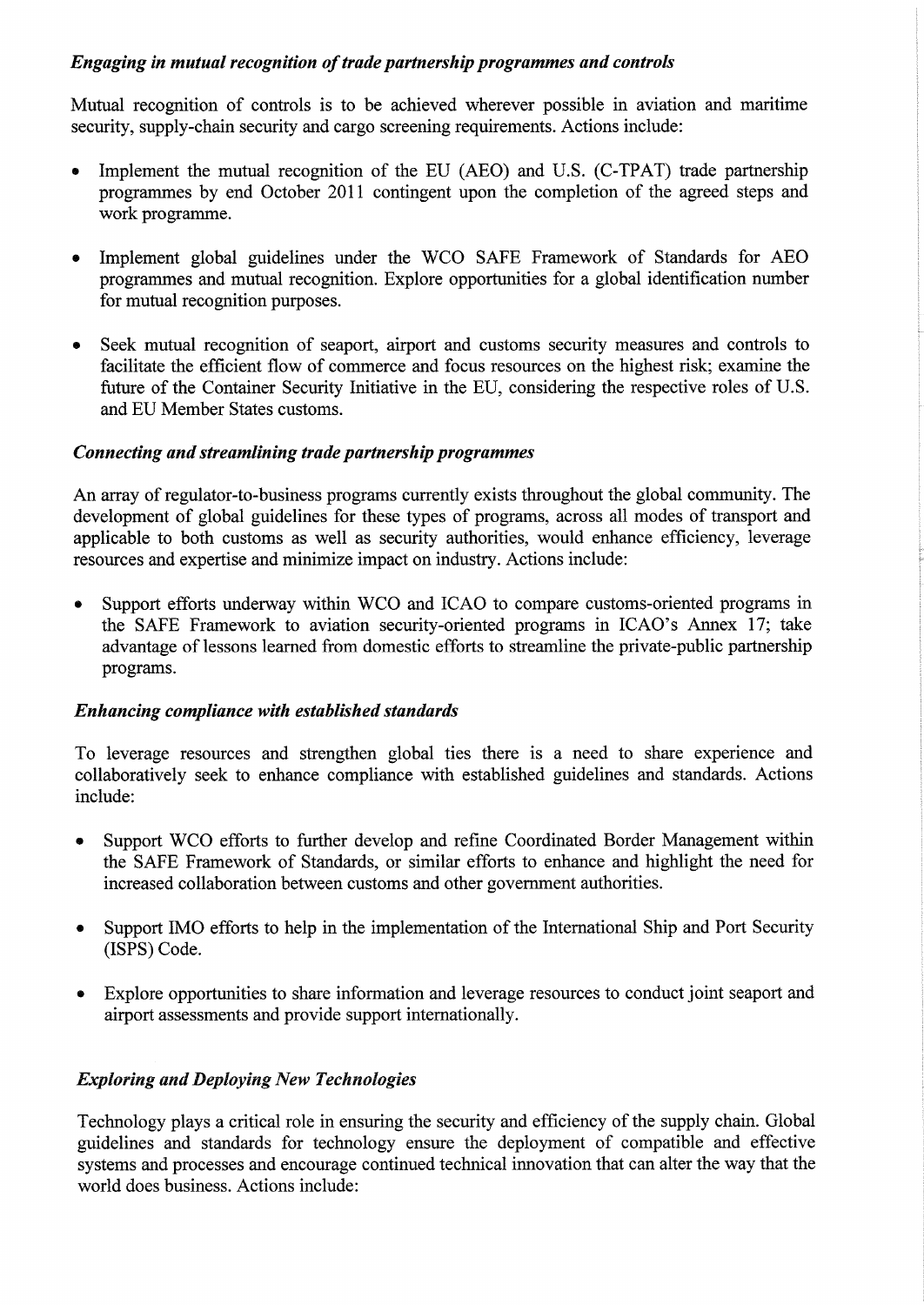### *Engaging in mutual recognition of trade partnership programmes and controls*

Mutual recognition of controls is to be achieved wherever possible in aviation and maritime security, supply-chain security and cargo screening requirements. Actions include:

- Implement the mutual recognition of the EU (AEO) and U.S. (C-TPAT) trade partnership programmes by end October 2011 contingent upon the completion of the agreed steps and work programme.
- Implement global guidelines under the WCO SAFE Framework of Standards for AEO programmes and mutual recognition. Explore opportunities for a global identification number for mutual recognition purposes.
- Seek mutual recognition of seaport, airport and customs security measures and controls to facilitate the efficient flow of commerce and focus resources on the highest risk; examine the future of the Container Security Initiative in the EU, considering the respective roles of U.S. and EU Member States customs.

### *Connecting and streamlining trade partnership programmes*

An array of regulator-to-business programs currently exists throughout the global community. The development of global guidelines for these types of programs, across all modes of transport and applicable to both customs as well as security authorities, would enhance efficiency, leverage resources and expertise and minimize impact on industry. Actions include:

- Support efforts underway within WCO and ICAO to compare customs-oriented programs in the SAFE Framework to aviation security-oriented programs in ICAO's Annex 17; take advantage of lessons learned from domestic efforts to streamline the private-public partnership programs.

### *Enhancing compliance with established standards*

To leverage resources and strengthen global ties there is a need to share experience and collaboratively seek to enhance compliance with established guidelines and standards. Actions include:

- Support WCO efforts to further develop and refine Coordinated Border Management within the SAFE Framework of Standards, or similar efforts to enhance and highlight the need for increased collaboration between customs and other government authorities.
- Support IMO efforts to help in the implementation of the International Ship and Port Security (ISPS) Code.
- Explore opportunities to share information and leverage resources to conduct joint seaport and airport assessments and provide support internationally.

### *Exploring and Deploying New Technologies*

Technology plays a critical role in ensuring the security and efficiency of the supply chain. Global guidelines and standards for technology ensure the deployment of compatible and effective systems and processes and encourage continued technical innovation that can alter the way that the world does business. Actions include: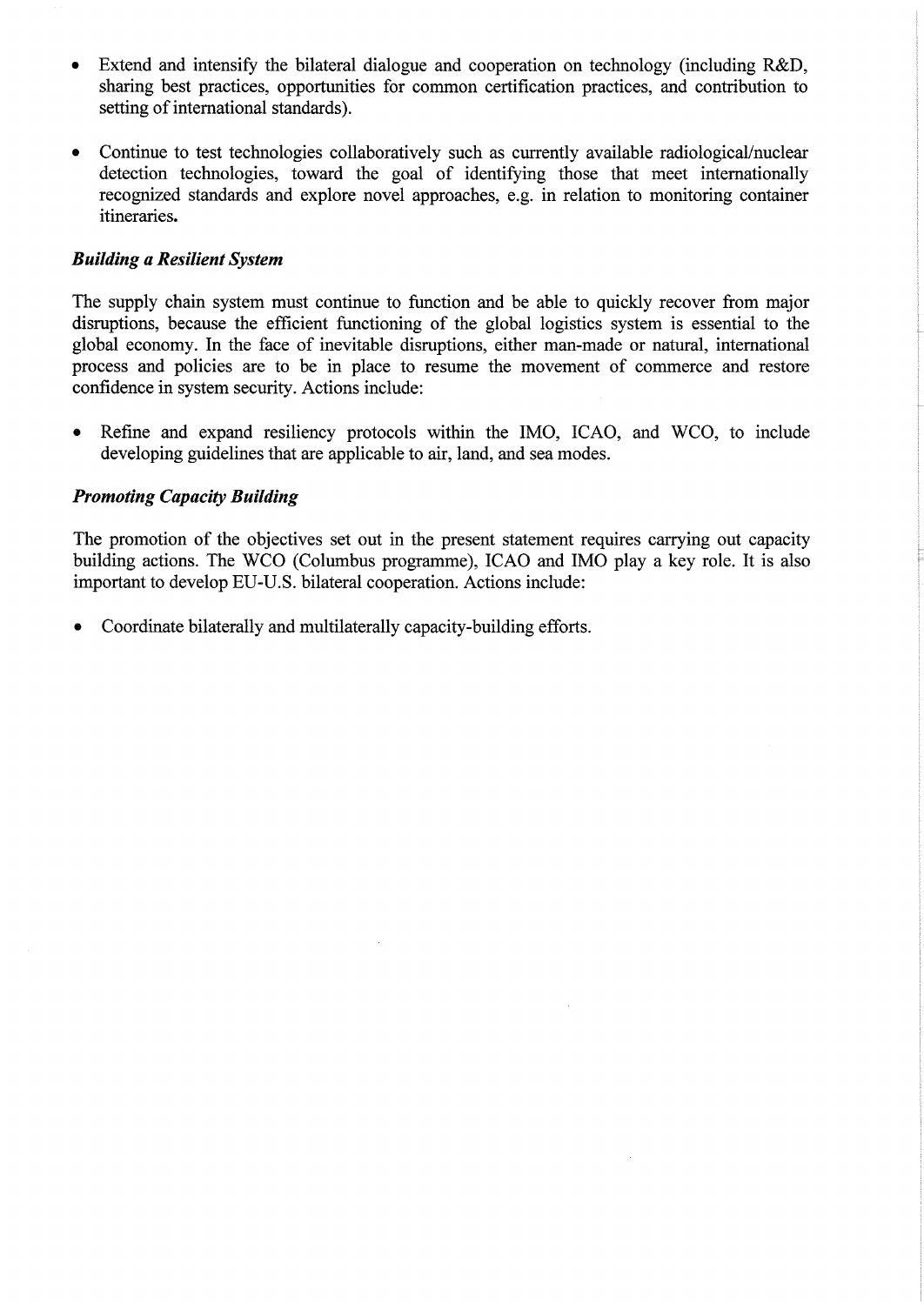- Extend and intensify the bilateral dialogue and cooperation on technology (including R&D, sharing best practices, opportunities for common certification practices, and contribution to setting of international standards).

- Continue to test technologies collaboratively such as currently available radiological/nuclear detection technologies, toward the goal of identifying those that meet internationally recognized standards and explore novel approaches, e.g. in relation to monitoring container itineraries.

***Building a Resilient System***

The supply chain system must continue to function and be able to quickly recover from major disruptions, because the efficient functioning of the global logistics system is essential to the global economy. In the face of inevitable disruptions, either man-made or natural, international process and policies are to be in place to resume the movement of commerce and restore confidence in system security. Actions include:

- Refine and expand resiliency protocols within the IMO, ICAO, and WCO, to include developing guidelines that are applicable to air, land, and sea modes.

***Promoting Capacity Building***

The promotion of the objectives set out in the present statement requires carrying out capacity building actions. The WCO (Columbus programme), ICAO and IMO play a key role. It is also important to develop EU-U.S. bilateral cooperation. Actions include:

- Coordinate bilaterally and multilaterally capacity-building efforts.